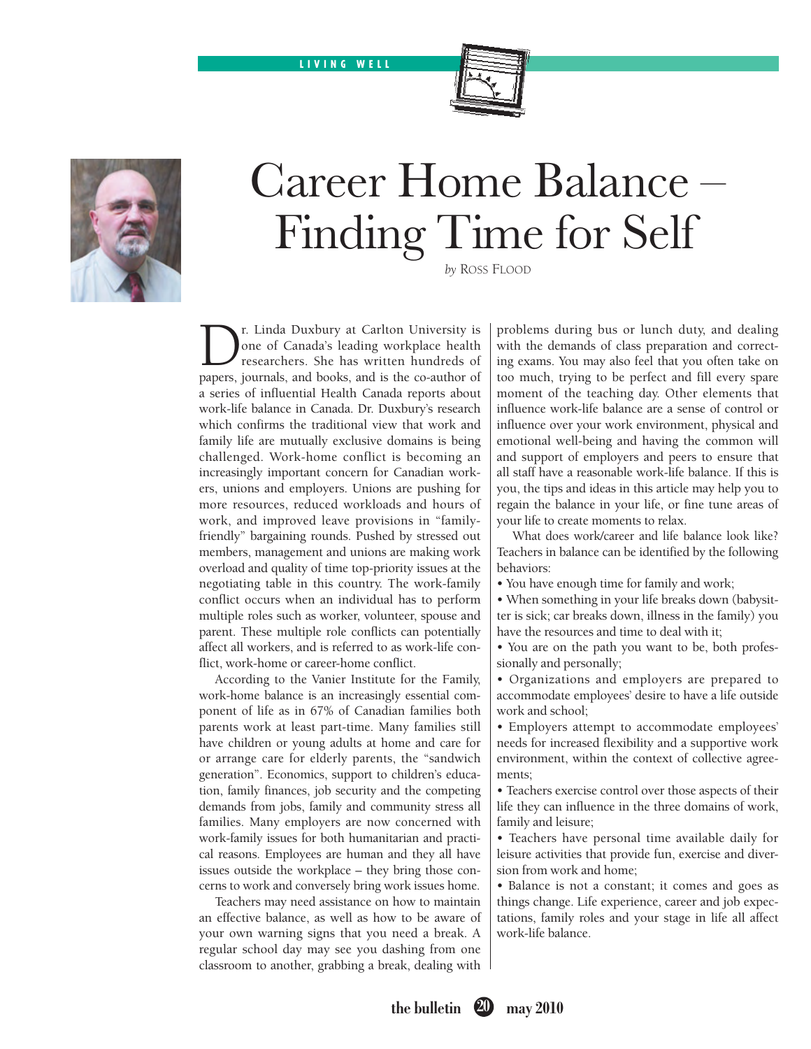# Career Home Balance – Finding Time for Self

*by* Ross Flood

Dr. Linda Duxbury at Carlton University is one of Canada's leading workplace health researchers. She has written hundreds of papers, journals, and books, and is the co-author of a series of influential Health Canada reports about work-life balance in Canada. Dr. Duxbury's research which confirms the traditional view that work and family life are mutually exclusive domains is being challenged. Work-home conflict is becoming an increasingly important concern for Canadian workers, unions and employers. Unions are pushing for more resources, reduced workloads and hours of work, and improved leave provisions in "family-friendly" bargaining rounds. Pushed by stressed out members, management and unions are making work overload and quality of time top-priority issues at the negotiating table in this country. The work-family conflict occurs when an individual has to perform multiple roles such as worker, volunteer, spouse and parent. These multiple role conflicts can potentially affect all workers, and is referred to as work-life conflict, work-home or career-home conflict.

According to the Vanier Institute for the Family, work-home balance is an increasingly essential component of life as in 67% of Canadian families both parents work at least part-time. Many families still have children or young adults at home and care for or arrange care for elderly parents, the "sandwich generation". Economics, support to children's education, family finances, job security and the competing demands from jobs, family and community stress all families. Many employers are now concerned with work-family issues for both humanitarian and practical reasons. Employees are human and they all have issues outside the workplace – they bring those concerns to work and conversely bring work issues home.

Teachers may need assistance on how to maintain an effective balance, as well as how to be aware of your own warning signs that you need a break. A regular school day may see you dashing from one classroom to another, grabbing a break, dealing with problems during bus or lunch duty, and dealing with the demands of class preparation and correcting exams. You may also feel that you often take on too much, trying to be perfect and fill every spare moment of the teaching day. Other elements that influence work-life balance are a sense of control or influence over your work environment, physical and emotional well-being and having the common will and support of employers and peers to ensure that all staff have a reasonable work-life balance. If this is you, the tips and ideas in this article may help you to regain the balance in your life, or fine tune areas of your life to create moments to relax.

What does work/career and life balance look like? Teachers in balance can be identified by the following behaviors:

- You have enough time for family and work;
- When something in your life breaks down (babysitter is sick; car breaks down, illness in the family) you have the resources and time to deal with it;
- You are on the path you want to be, both professionally and personally;
- Organizations and employers are prepared to accommodate employees' desire to have a life outside work and school;
- Employers attempt to accommodate employees' needs for increased flexibility and a supportive work environment, within the context of collective agreements;
- Teachers exercise control over those aspects of their life they can influence in the three domains of work, family and leisure;
- Teachers have personal time available daily for leisure activities that provide fun, exercise and diversion from work and home;
- Balance is not a constant; it comes and goes as things change. Life experience, career and job expectations, family roles and your stage in life all affect work-life balance.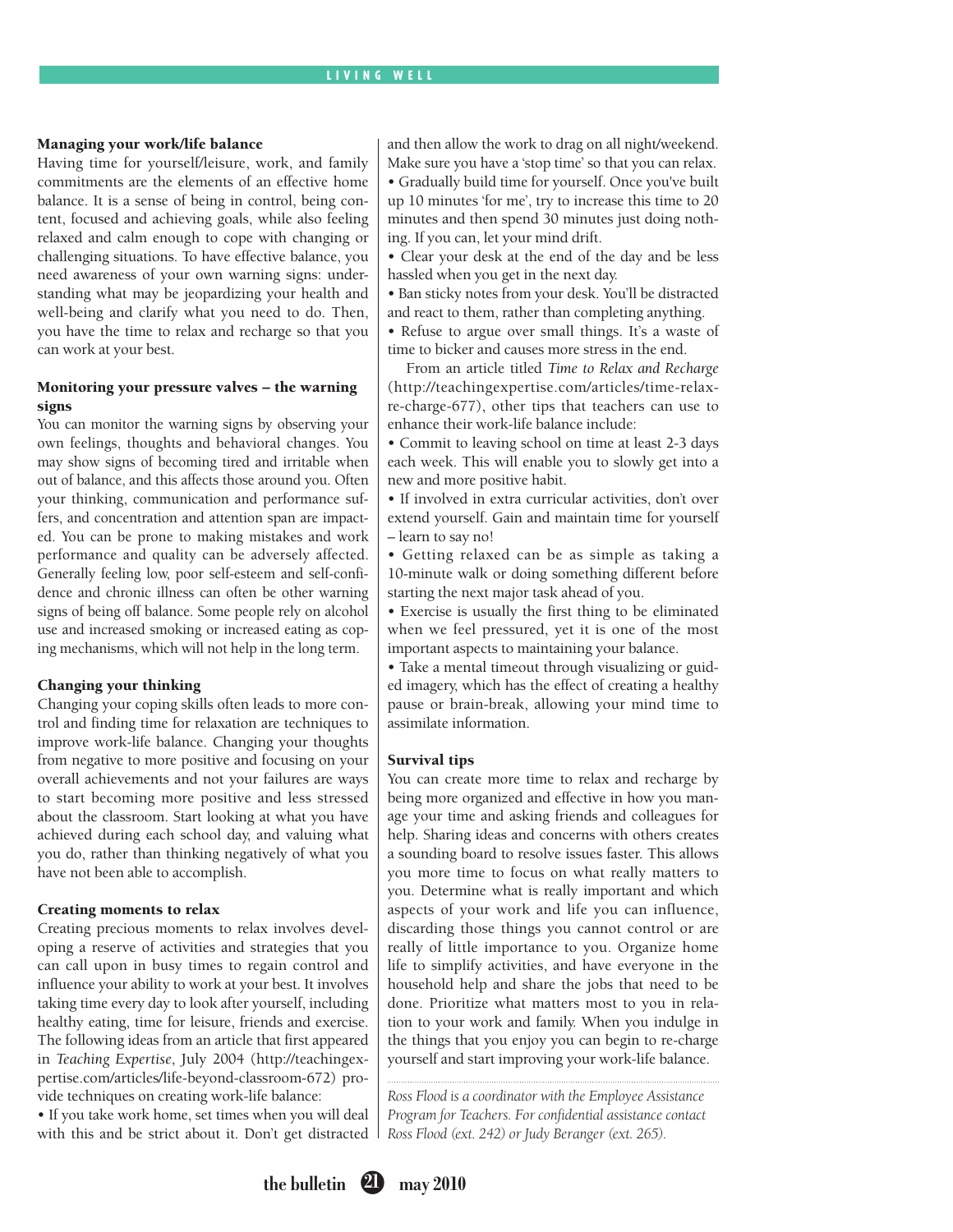## Managing your work/life balance

Having time for yourself/leisure, work, and family commitments are the elements of an effective home balance. It is a sense of being in control, being content, focused and achieving goals, while also feeling relaxed and calm enough to cope with changing or challenging situations. To have effective balance, you need awareness of your own warning signs: understanding what may be jeopardizing your health and well-being and clarify what you need to do. Then, you have the time to relax and recharge so that you can work at your best.

## Monitoring your pressure valves – the warning signs

You can monitor the warning signs by observing your own feelings, thoughts and behavioral changes. You may show signs of becoming tired and irritable when out of balance, and this affects those around you. Often your thinking, communication and performance suffers, and concentration and attention span are impacted. You can be prone to making mistakes and work performance and quality can be adversely affected. Generally feeling low, poor self-esteem and self-confidence and chronic illness can often be other warning signs of being off balance. Some people rely on alcohol use and increased smoking or increased eating as coping mechanisms, which will not help in the long term.

## Changing your thinking

Changing your coping skills often leads to more control and finding time for relaxation are techniques to improve work-life balance. Changing your thoughts from negative to more positive and focusing on your overall achievements and not your failures are ways to start becoming more positive and less stressed about the classroom. Start looking at what you have achieved during each school day, and valuing what you do, rather than thinking negatively of what you have not been able to accomplish.

## Creating moments to relax

Creating precious moments to relax involves developing a reserve of activities and strategies that you can call upon in busy times to regain control and influence your ability to work at your best. It involves taking time every day to look after yourself, including healthy eating, time for leisure, friends and exercise. The following ideas from an article that first appeared in *Teaching Expertise*, July 2004 (http://teachingexpertise.com/articles/life-beyond-classroom-672) provide techniques on creating work-life balance:

- If you take work home, set times when you will deal with this and be strict about it. Don't get distracted and then allow the work to drag on all night/weekend. Make sure you have a 'stop time' so that you can relax.
- Gradually build time for yourself. Once you've built up 10 minutes 'for me', try to increase this time to 20 minutes and then spend 30 minutes just doing nothing. If you can, let your mind drift.
- Clear your desk at the end of the day and be less hassled when you get in the next day.
- Ban sticky notes from your desk. You'll be distracted and react to them, rather than completing anything.
- Refuse to argue over small things. It's a waste of time to bicker and causes more stress in the end.

From an article titled *Time to Relax and Recharge* (http://teachingexpertise.com/articles/time-relax-re-charge-677), other tips that teachers can use to enhance their work-life balance include:

- Commit to leaving school on time at least 2-3 days each week. This will enable you to slowly get into a new and more positive habit.
- If involved in extra curricular activities, don't over extend yourself. Gain and maintain time for yourself – learn to say no!
- Getting relaxed can be as simple as taking a 10-minute walk or doing something different before starting the next major task ahead of you.
- Exercise is usually the first thing to be eliminated when we feel pressured, yet it is one of the most important aspects to maintaining your balance.
- Take a mental timeout through visualizing or guided imagery, which has the effect of creating a healthy pause or brain-break, allowing your mind time to assimilate information.

## Survival tips

You can create more time to relax and recharge by being more organized and effective in how you manage your time and asking friends and colleagues for help. Sharing ideas and concerns with others creates a sounding board to resolve issues faster. This allows you more time to focus on what really matters to you. Determine what is really important and which aspects of your work and life you can influence, discarding those things you cannot control or are really of little importance to you. Organize home life to simplify activities, and have everyone in the household help and share the jobs that need to be done. Prioritize what matters most to you in relation to your work and family. When you indulge in the things that you enjoy you can begin to re-charge yourself and start improving your work-life balance.

*Ross Flood is a coordinator with the Employee Assistance Program for Teachers. For confidential assistance contact Ross Flood (ext. 242) or Judy Beranger (ext. 265).*